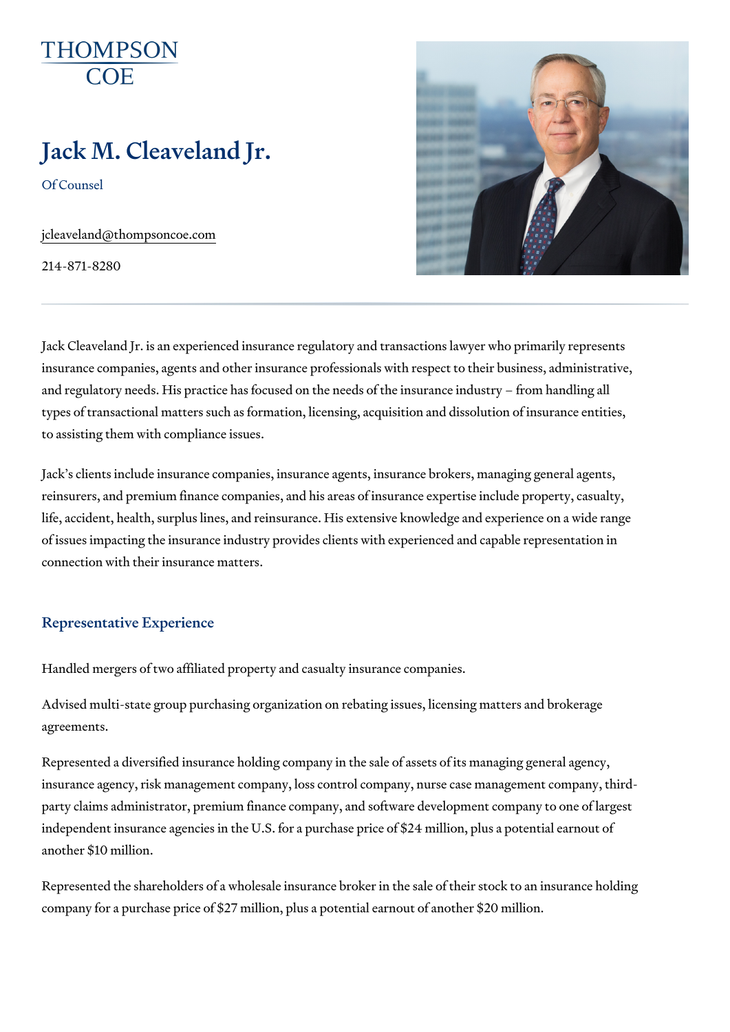THOMPSON
COE

# Jack M. Cleaveland Jr.

Of Counsel

jcleaveland@thompsoncoe.com

214-871-8280

Jack Cleaveland Jr. is an experienced insurance regulatory and transactions lawyer who primarily represents insurance companies, agents and other insurance professionals with respect to their business, administrative, and regulatory needs. His practice has focused on the needs of the insurance industry – from handling all types of transactional matters such as formation, licensing, acquisition and dissolution of insurance entities, to assisting them with compliance issues.

Jack's clients include insurance companies, insurance agents, insurance brokers, managing general agents, reinsurers, and premium finance companies, and his areas of insurance expertise include property, casualty, life, accident, health, surplus lines, and reinsurance. His extensive knowledge and experience on a wide range of issues impacting the insurance industry provides clients with experienced and capable representation in connection with their insurance matters.

## Representative Experience

Handled mergers of two affiliated property and casualty insurance companies.

Advised multi-state group purchasing organization on rebating issues, licensing matters and brokerage agreements.

Represented a diversified insurance holding company in the sale of assets of its managing general agency, insurance agency, risk management company, loss control company, nurse case management company, third-party claims administrator, premium finance company, and software development company to one of largest independent insurance agencies in the U.S. for a purchase price of $24 million, plus a potential earnout of another $10 million.

Represented the shareholders of a wholesale insurance broker in the sale of their stock to an insurance holding company for a purchase price of $27 million, plus a potential earnout of another $20 million.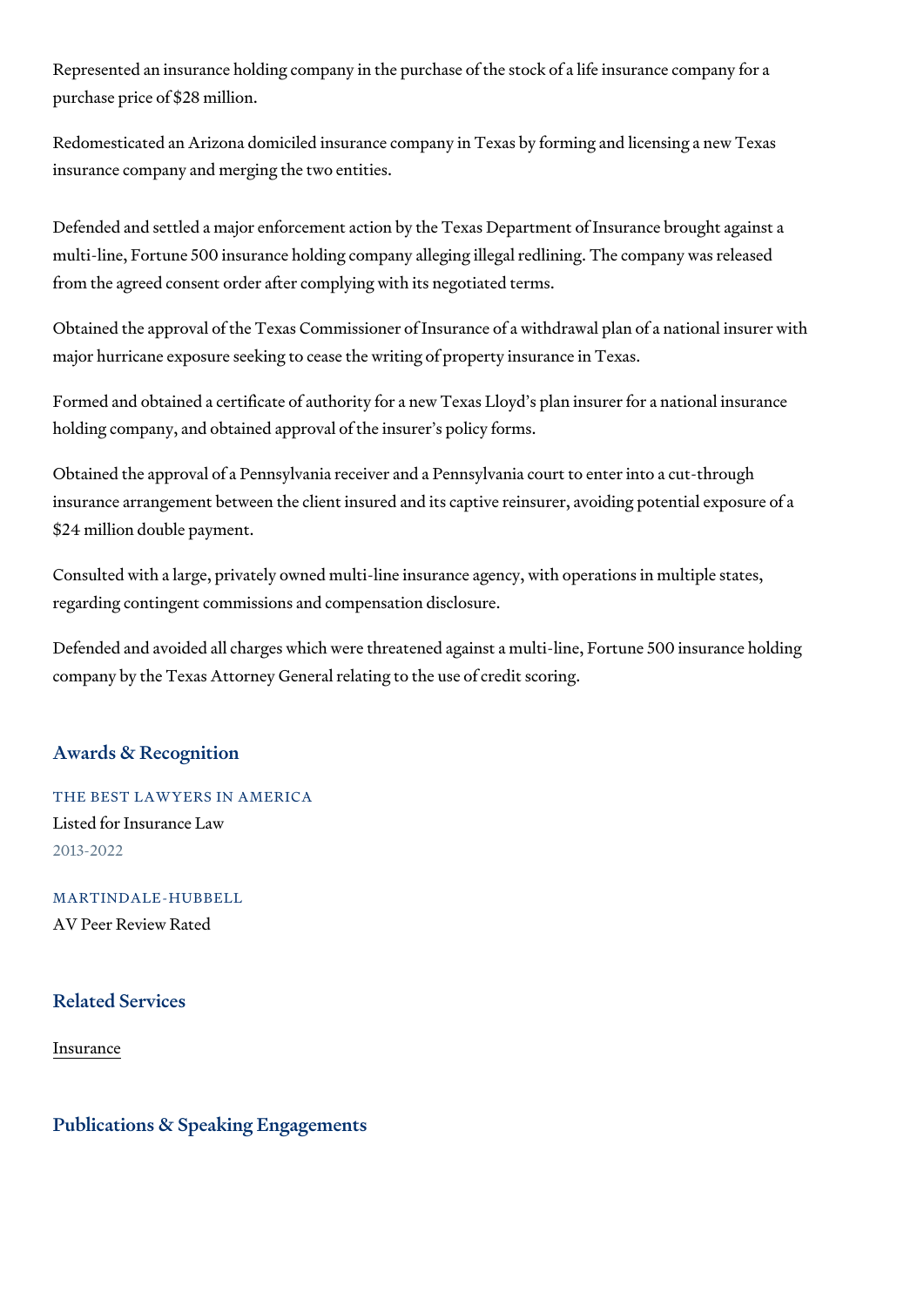Represented an insurance holding company in the purchase of the stock of a life insurance company for a purchase price of $28 million.

Redomesticated an Arizona domiciled insurance company in Texas by forming and licensing a new Texas insurance company and merging the two entities.

Defended and settled a major enforcement action by the Texas Department of Insurance brought against a multi-line, Fortune 500 insurance holding company alleging illegal redlining. The company was released from the agreed consent order after complying with its negotiated terms.

Obtained the approval of the Texas Commissioner of Insurance of a withdrawal plan of a national insurer with major hurricane exposure seeking to cease the writing of property insurance in Texas.

Formed and obtained a certificate of authority for a new Texas Lloyd's plan insurer for a national insurance holding company, and obtained approval of the insurer's policy forms.

Obtained the approval of a Pennsylvania receiver and a Pennsylvania court to enter into a cut-through insurance arrangement between the client insured and its captive reinsurer, avoiding potential exposure of a $24 million double payment.

Consulted with a large, privately owned multi-line insurance agency, with operations in multiple states, regarding contingent commissions and compensation disclosure.

Defended and avoided all charges which were threatened against a multi-line, Fortune 500 insurance holding company by the Texas Attorney General relating to the use of credit scoring.

## Awards & Recognition

THE BEST LAWYERS IN AMERICA

Listed for Insurance Law

2013-2022

MARTINDALE-HUBBELL

AV Peer Review Rated

## Related Services

Insurance

## Publications & Speaking Engagements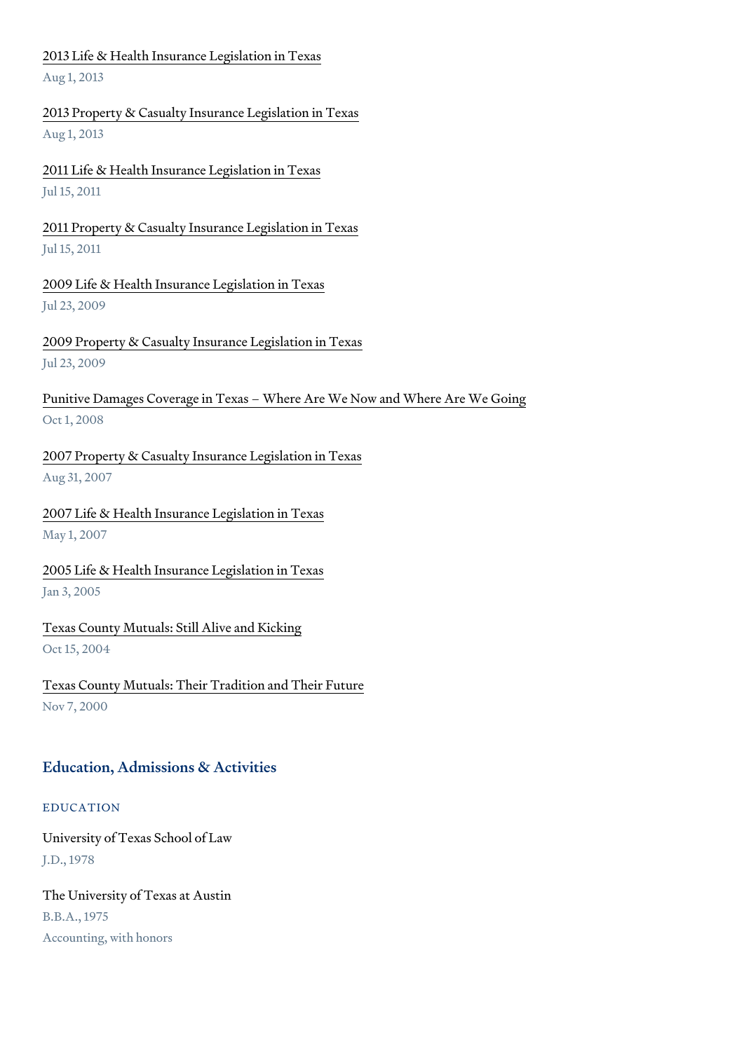2013 Life & Health Insurance Legislation in Texas
Aug 1, 2013

2013 Property & Casualty Insurance Legislation in Texas
Aug 1, 2013

2011 Life & Health Insurance Legislation in Texas
Jul 15, 2011

2011 Property & Casualty Insurance Legislation in Texas
Jul 15, 2011

2009 Life & Health Insurance Legislation in Texas
Jul 23, 2009

2009 Property & Casualty Insurance Legislation in Texas
Jul 23, 2009

Punitive Damages Coverage in Texas – Where Are We Now and Where Are We Going
Oct 1, 2008

2007 Property & Casualty Insurance Legislation in Texas
Aug 31, 2007

2007 Life & Health Insurance Legislation in Texas
May 1, 2007

2005 Life & Health Insurance Legislation in Texas
Jan 3, 2005

Texas County Mutuals: Still Alive and Kicking
Oct 15, 2004

Texas County Mutuals: Their Tradition and Their Future
Nov 7, 2000

## Education, Admissions & Activities

### EDUCATION

University of Texas School of Law
J.D., 1978

The University of Texas at Austin
B.B.A., 1975
Accounting, with honors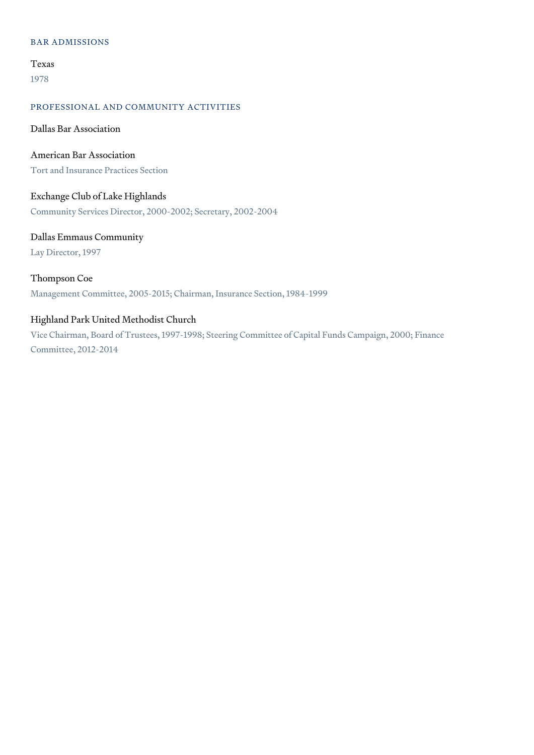## BAR ADMISSIONS

Texas

1978

## PROFESSIONAL AND COMMUNITY ACTIVITIES

Dallas Bar Association

American Bar Association

Tort and Insurance Practices Section

Exchange Club of Lake Highlands

Community Services Director, 2000-2002; Secretary, 2002-2004

Dallas Emmaus Community

Lay Director, 1997

Thompson Coe

Management Committee, 2005-2015; Chairman, Insurance Section, 1984-1999

Highland Park United Methodist Church

Vice Chairman, Board of Trustees, 1997-1998; Steering Committee of Capital Funds Campaign, 2000; Finance Committee, 2012-2014